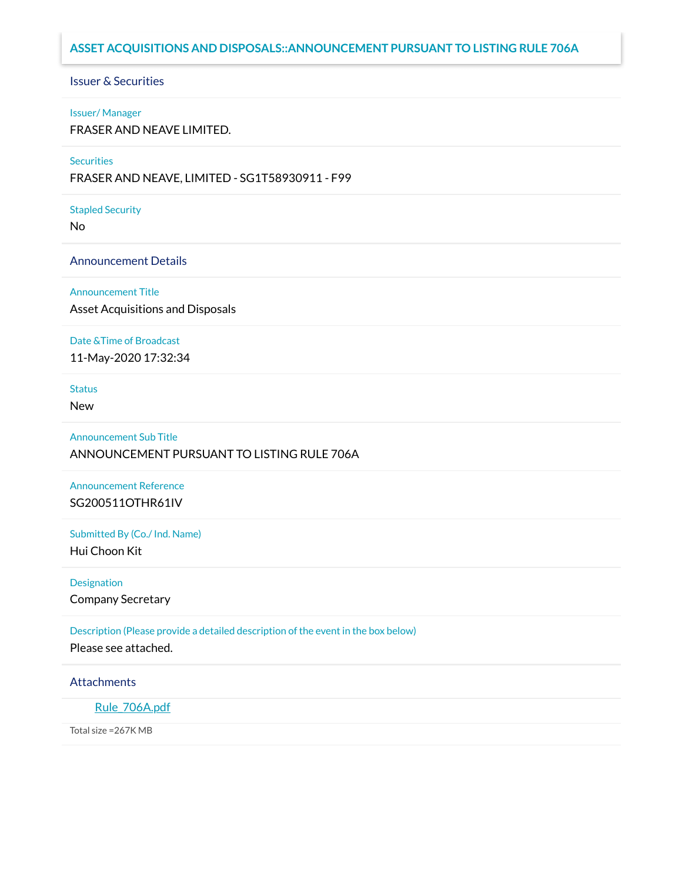# ASSET ACQUISITIONS AND DISPOSALS::ANNOUNCEMENT PURSUANT TO LISTING RULE 706A

## Issuer & Securities

**Issuer/ Manager**
FRASER AND NEAVE LIMITED.

**Securities**
FRASER AND NEAVE, LIMITED - SG1T58930911 - F99

**Stapled Security**
No

## Announcement Details

**Announcement Title**
Asset Acquisitions and Disposals

**Date &Time of Broadcast**
11-May-2020 17:32:34

**Status**
New

**Announcement Sub Title**
ANNOUNCEMENT PURSUANT TO LISTING RULE 706A

**Announcement Reference**
SG200511OTHR61IV

**Submitted By (Co./ Ind. Name)**
Hui Choon Kit

**Designation**
Company Secretary

**Description (Please provide a detailed description of the event in the box below)**
Please see attached.

## Attachments

Rule_706A.pdf

Total size =267K MB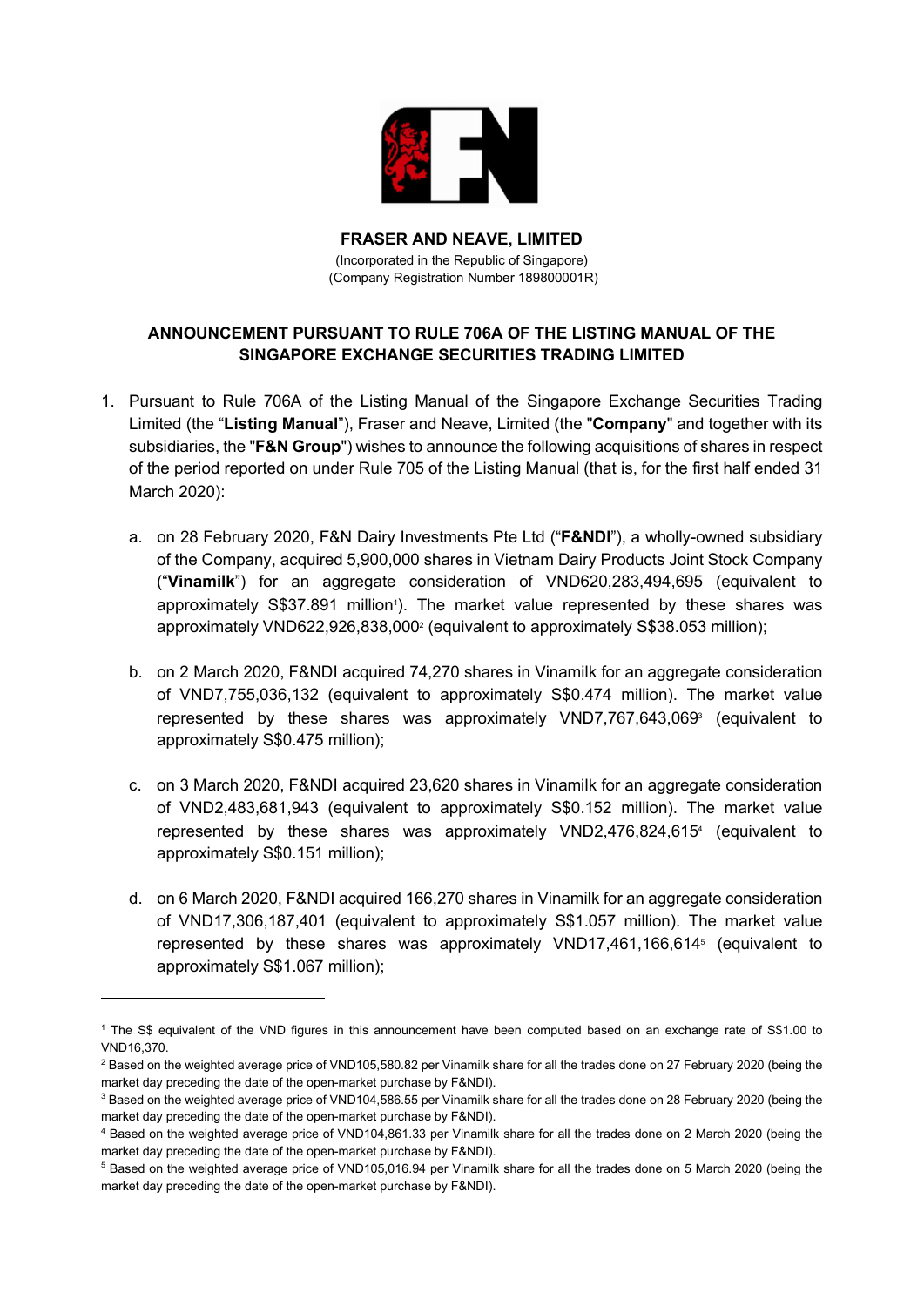**FRASER AND NEAVE, LIMITED**

(Incorporated in the Republic of Singapore)
(Company Registration Number 189800001R)

**ANNOUNCEMENT PURSUANT TO RULE 706A OF THE LISTING MANUAL OF THE SINGAPORE EXCHANGE SECURITIES TRADING LIMITED**

1. Pursuant to Rule 706A of the Listing Manual of the Singapore Exchange Securities Trading Limited (the "**Listing Manual**"), Fraser and Neave, Limited (the "**Company**" and together with its subsidiaries, the "**F&N Group**") wishes to announce the following acquisitions of shares in respect of the period reported on under Rule 705 of the Listing Manual (that is, for the first half ended 31 March 2020):

    a. on 28 February 2020, F&N Dairy Investments Pte Ltd ("**F&NDI**"), a wholly-owned subsidiary of the Company, acquired 5,900,000 shares in Vietnam Dairy Products Joint Stock Company ("**Vinamilk**") for an aggregate consideration of VND620,283,494,695 (equivalent to approximately S$37.891 million[1]). The market value represented by these shares was approximately VND622,926,838,000[2] (equivalent to approximately S$38.053 million);

    b. on 2 March 2020, F&NDI acquired 74,270 shares in Vinamilk for an aggregate consideration of VND7,755,036,132 (equivalent to approximately S$0.474 million). The market value represented by these shares was approximately VND7,767,643,069[3] (equivalent to approximately S$0.475 million);

    c. on 3 March 2020, F&NDI acquired 23,620 shares in Vinamilk for an aggregate consideration of VND2,483,681,943 (equivalent to approximately S$0.152 million). The market value represented by these shares was approximately VND2,476,824,615[4] (equivalent to approximately S$0.151 million);

    d. on 6 March 2020, F&NDI acquired 166,270 shares in Vinamilk for an aggregate consideration of VND17,306,187,401 (equivalent to approximately S$1.057 million). The market value represented by these shares was approximately VND17,461,166,614[5] (equivalent to approximately S$1.067 million);

---

[1] The S$ equivalent of the VND figures in this announcement have been computed based on an exchange rate of S$1.00 to VND16,370.

[2] Based on the weighted average price of VND105,580.82 per Vinamilk share for all the trades done on 27 February 2020 (being the market day preceding the date of the open-market purchase by F&NDI).

[3] Based on the weighted average price of VND104,586.55 per Vinamilk share for all the trades done on 28 February 2020 (being the market day preceding the date of the open-market purchase by F&NDI).

[4] Based on the weighted average price of VND104,861.33 per Vinamilk share for all the trades done on 2 March 2020 (being the market day preceding the date of the open-market purchase by F&NDI).

[5] Based on the weighted average price of VND105,016.94 per Vinamilk share for all the trades done on 5 March 2020 (being the market day preceding the date of the open-market purchase by F&NDI).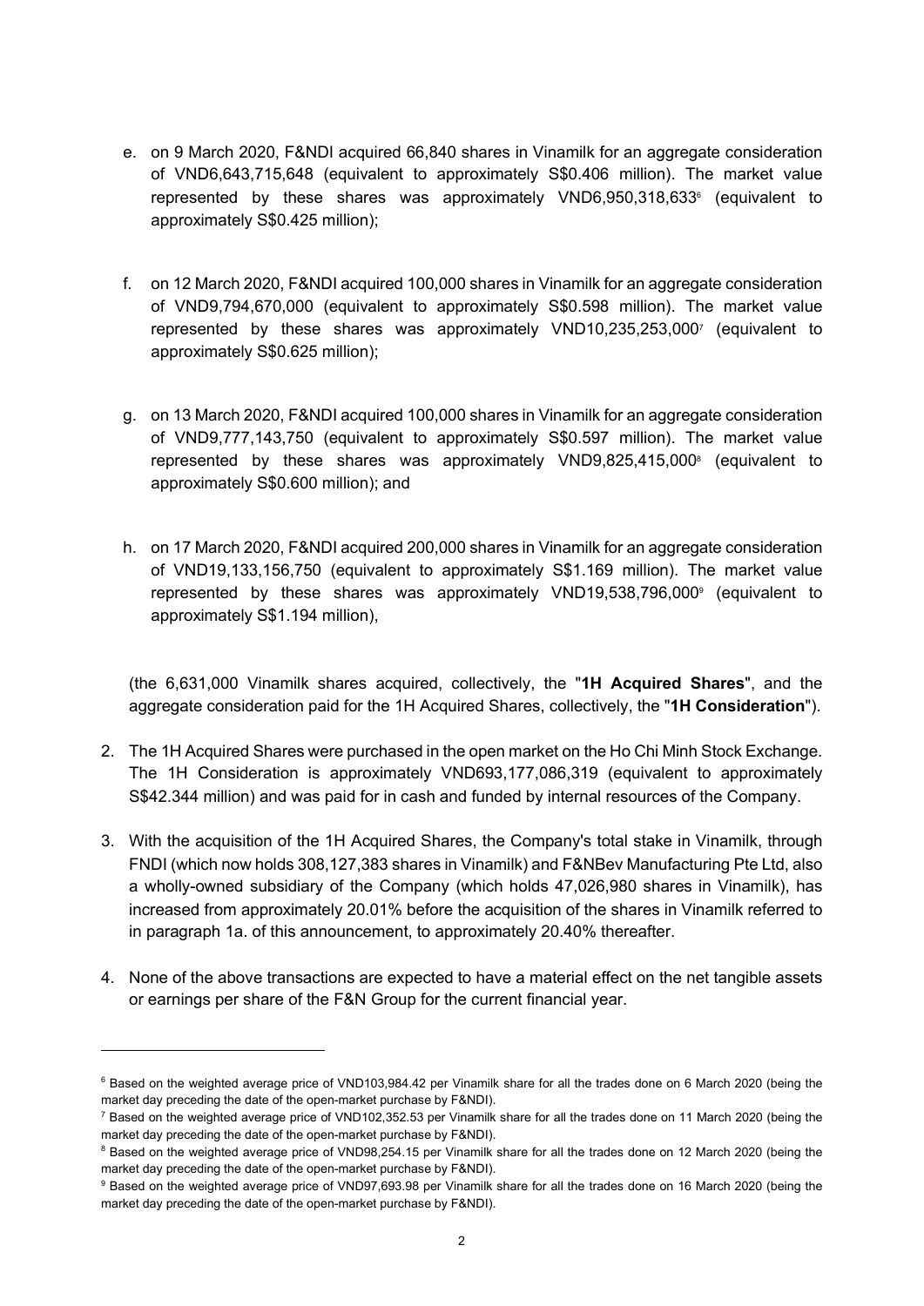e. on 9 March 2020, F&NDI acquired 66,840 shares in Vinamilk for an aggregate consideration of VND6,643,715,648 (equivalent to approximately S$0.406 million). The market value represented by these shares was approximately VND6,950,318,633[6] (equivalent to approximately S$0.425 million);

f. on 12 March 2020, F&NDI acquired 100,000 shares in Vinamilk for an aggregate consideration of VND9,794,670,000 (equivalent to approximately S$0.598 million). The market value represented by these shares was approximately VND10,235,253,000[7] (equivalent to approximately S$0.625 million);

g. on 13 March 2020, F&NDI acquired 100,000 shares in Vinamilk for an aggregate consideration of VND9,777,143,750 (equivalent to approximately S$0.597 million). The market value represented by these shares was approximately VND9,825,415,000[8] (equivalent to approximately S$0.600 million); and

h. on 17 March 2020, F&NDI acquired 200,000 shares in Vinamilk for an aggregate consideration of VND19,133,156,750 (equivalent to approximately S$1.169 million). The market value represented by these shares was approximately VND19,538,796,000[9] (equivalent to approximately S$1.194 million),

(the 6,631,000 Vinamilk shares acquired, collectively, the "**1H Acquired Shares**", and the aggregate consideration paid for the 1H Acquired Shares, collectively, the "**1H Consideration**").

2. The 1H Acquired Shares were purchased in the open market on the Ho Chi Minh Stock Exchange. The 1H Consideration is approximately VND693,177,086,319 (equivalent to approximately S$42.344 million) and was paid for in cash and funded by internal resources of the Company.

3. With the acquisition of the 1H Acquired Shares, the Company's total stake in Vinamilk, through FNDI (which now holds 308,127,383 shares in Vinamilk) and F&NBev Manufacturing Pte Ltd, also a wholly-owned subsidiary of the Company (which holds 47,026,980 shares in Vinamilk), has increased from approximately 20.01% before the acquisition of the shares in Vinamilk referred to in paragraph 1a. of this announcement, to approximately 20.40% thereafter.

4. None of the above transactions are expected to have a material effect on the net tangible assets or earnings per share of the F&N Group for the current financial year.

---

[6] Based on the weighted average price of VND103,984.42 per Vinamilk share for all the trades done on 6 March 2020 (being the market day preceding the date of the open-market purchase by F&NDI).

[7] Based on the weighted average price of VND102,352.53 per Vinamilk share for all the trades done on 11 March 2020 (being the market day preceding the date of the open-market purchase by F&NDI).

[8] Based on the weighted average price of VND98,254.15 per Vinamilk share for all the trades done on 12 March 2020 (being the market day preceding the date of the open-market purchase by F&NDI).

[9] Based on the weighted average price of VND97,693.98 per Vinamilk share for all the trades done on 16 March 2020 (being the market day preceding the date of the open-market purchase by F&NDI).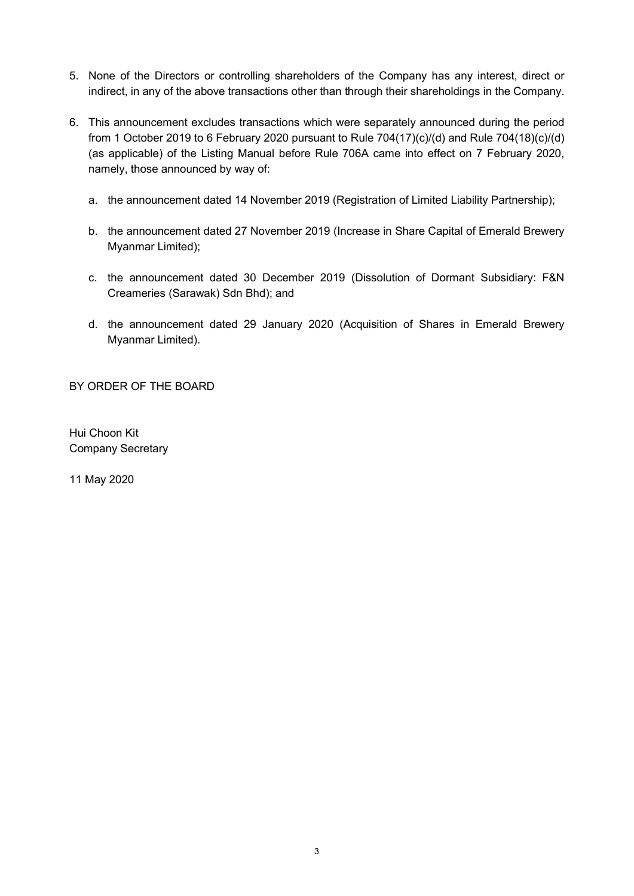5. None of the Directors or controlling shareholders of the Company has any interest, direct or indirect, in any of the above transactions other than through their shareholdings in the Company.

6. This announcement excludes transactions which were separately announced during the period from 1 October 2019 to 6 February 2020 pursuant to Rule 704(17)(c)/(d) and Rule 704(18)(c)/(d) (as applicable) of the Listing Manual before Rule 706A came into effect on 7 February 2020, namely, those announced by way of:

   a. the announcement dated 14 November 2019 (Registration of Limited Liability Partnership);

   b. the announcement dated 27 November 2019 (Increase in Share Capital of Emerald Brewery Myanmar Limited);

   c. the announcement dated 30 December 2019 (Dissolution of Dormant Subsidiary: F&N Creameries (Sarawak) Sdn Bhd); and

   d. the announcement dated 29 January 2020 (Acquisition of Shares in Emerald Brewery Myanmar Limited).

BY ORDER OF THE BOARD

Hui Choon Kit
Company Secretary

11 May 2020